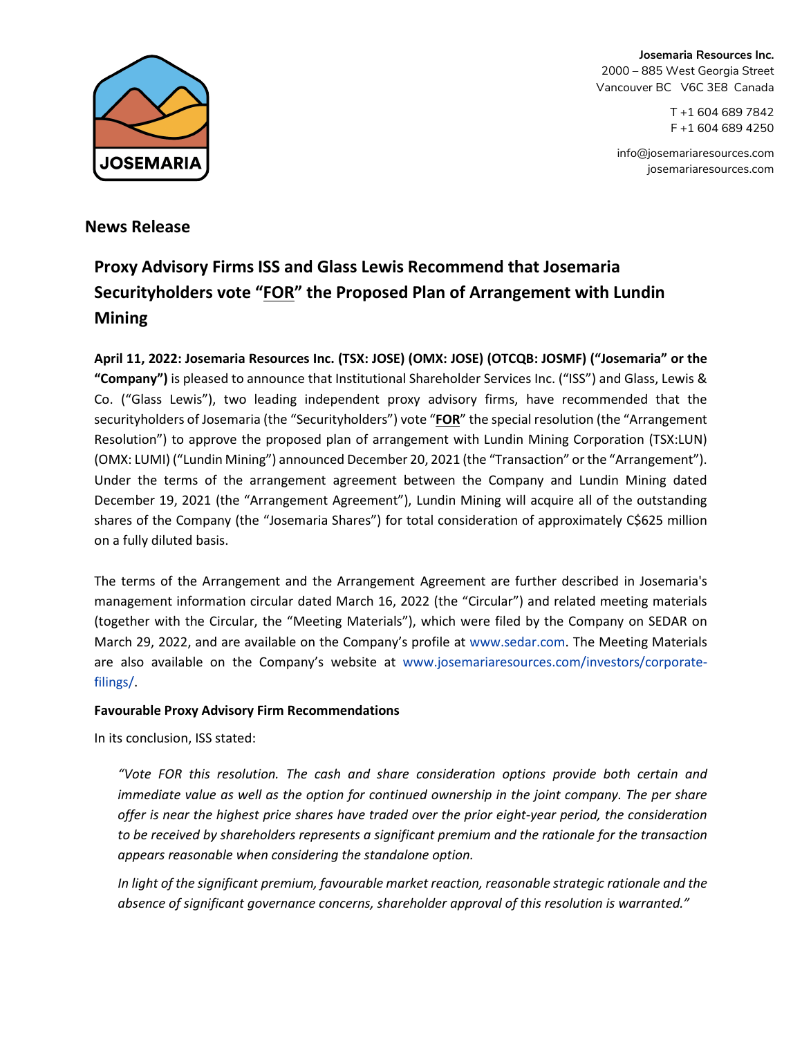**Josemaria Resources Inc.**
2000 – 885 West Georgia Street
Vancouver BC V6C 3E8 Canada

T +1 604 689 7842
F +1 604 689 4250

info@josemariaresources.com
josemariaresources.com

## News Release

# Proxy Advisory Firms ISS and Glass Lewis Recommend that Josemaria Securityholders vote "FOR" the Proposed Plan of Arrangement with Lundin Mining

**April 11, 2022: Josemaria Resources Inc. (TSX: JOSE) (OMX: JOSE) (OTCQB: JOSMF) ("Josemaria" or the "Company")** is pleased to announce that Institutional Shareholder Services Inc. ("ISS") and Glass, Lewis & Co. ("Glass Lewis"), two leading independent proxy advisory firms, have recommended that the securityholders of Josemaria (the "Securityholders") vote "**FOR**" the special resolution (the "Arrangement Resolution") to approve the proposed plan of arrangement with Lundin Mining Corporation (TSX:LUN) (OMX: LUMI) ("Lundin Mining") announced December 20, 2021 (the "Transaction" or the "Arrangement"). Under the terms of the arrangement agreement between the Company and Lundin Mining dated December 19, 2021 (the "Arrangement Agreement"), Lundin Mining will acquire all of the outstanding shares of the Company (the "Josemaria Shares") for total consideration of approximately C$625 million on a fully diluted basis.

The terms of the Arrangement and the Arrangement Agreement are further described in Josemaria's management information circular dated March 16, 2022 (the "Circular") and related meeting materials (together with the Circular, the "Meeting Materials"), which were filed by the Company on SEDAR on March 29, 2022, and are available on the Company's profile at www.sedar.com. The Meeting Materials are also available on the Company's website at www.josemariaresources.com/investors/corporate-filings/.

**Favourable Proxy Advisory Firm Recommendations**

In its conclusion, ISS stated:

> *"Vote FOR this resolution. The cash and share consideration options provide both certain and immediate value as well as the option for continued ownership in the joint company. The per share offer is near the highest price shares have traded over the prior eight-year period, the consideration to be received by shareholders represents a significant premium and the rationale for the transaction appears reasonable when considering the standalone option.*
>
> *In light of the significant premium, favourable market reaction, reasonable strategic rationale and the absence of significant governance concerns, shareholder approval of this resolution is warranted."*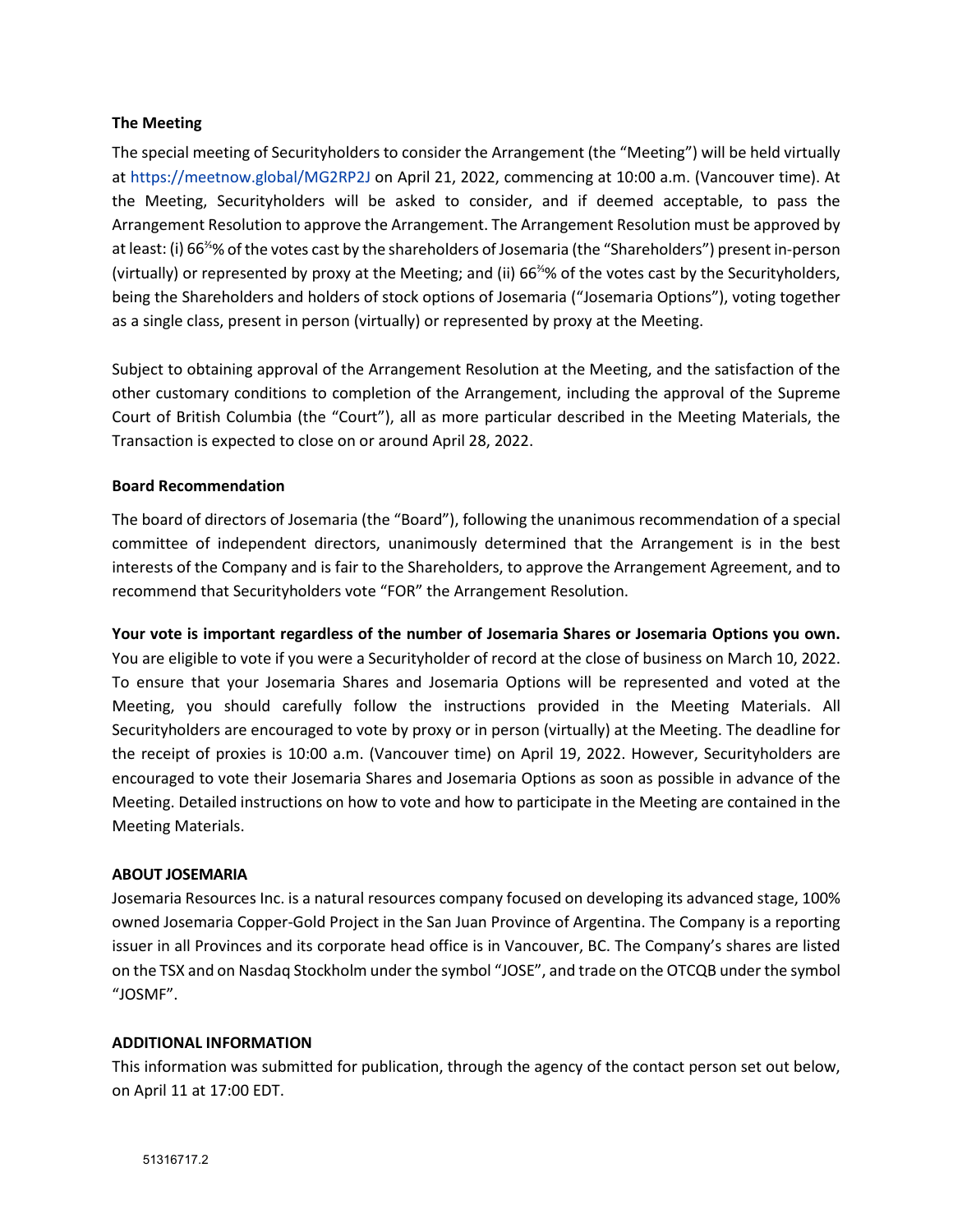### The Meeting

The special meeting of Securityholders to consider the Arrangement (the "Meeting") will be held virtually at https://meetnow.global/MG2RP2J on April 21, 2022, commencing at 10:00 a.m. (Vancouver time). At the Meeting, Securityholders will be asked to consider, and if deemed acceptable, to pass the Arrangement Resolution to approve the Arrangement. The Arrangement Resolution must be approved by at least: (i) 66⅔% of the votes cast by the shareholders of Josemaria (the "Shareholders") present in-person (virtually) or represented by proxy at the Meeting; and (ii) 66⅔% of the votes cast by the Securityholders, being the Shareholders and holders of stock options of Josemaria ("Josemaria Options"), voting together as a single class, present in person (virtually) or represented by proxy at the Meeting.

Subject to obtaining approval of the Arrangement Resolution at the Meeting, and the satisfaction of the other customary conditions to completion of the Arrangement, including the approval of the Supreme Court of British Columbia (the "Court"), all as more particular described in the Meeting Materials, the Transaction is expected to close on or around April 28, 2022.

### Board Recommendation

The board of directors of Josemaria (the "Board"), following the unanimous recommendation of a special committee of independent directors, unanimously determined that the Arrangement is in the best interests of the Company and is fair to the Shareholders, to approve the Arrangement Agreement, and to recommend that Securityholders vote "FOR" the Arrangement Resolution.

**Your vote is important regardless of the number of Josemaria Shares or Josemaria Options you own.** You are eligible to vote if you were a Securityholder of record at the close of business on March 10, 2022. To ensure that your Josemaria Shares and Josemaria Options will be represented and voted at the Meeting, you should carefully follow the instructions provided in the Meeting Materials. All Securityholders are encouraged to vote by proxy or in person (virtually) at the Meeting. The deadline for the receipt of proxies is 10:00 a.m. (Vancouver time) on April 19, 2022. However, Securityholders are encouraged to vote their Josemaria Shares and Josemaria Options as soon as possible in advance of the Meeting. Detailed instructions on how to vote and how to participate in the Meeting are contained in the Meeting Materials.

### ABOUT JOSEMARIA

Josemaria Resources Inc. is a natural resources company focused on developing its advanced stage, 100% owned Josemaria Copper-Gold Project in the San Juan Province of Argentina. The Company is a reporting issuer in all Provinces and its corporate head office is in Vancouver, BC. The Company's shares are listed on the TSX and on Nasdaq Stockholm under the symbol "JOSE", and trade on the OTCQB under the symbol "JOSMF".

### ADDITIONAL INFORMATION

This information was submitted for publication, through the agency of the contact person set out below, on April 11 at 17:00 EDT.

51316717.2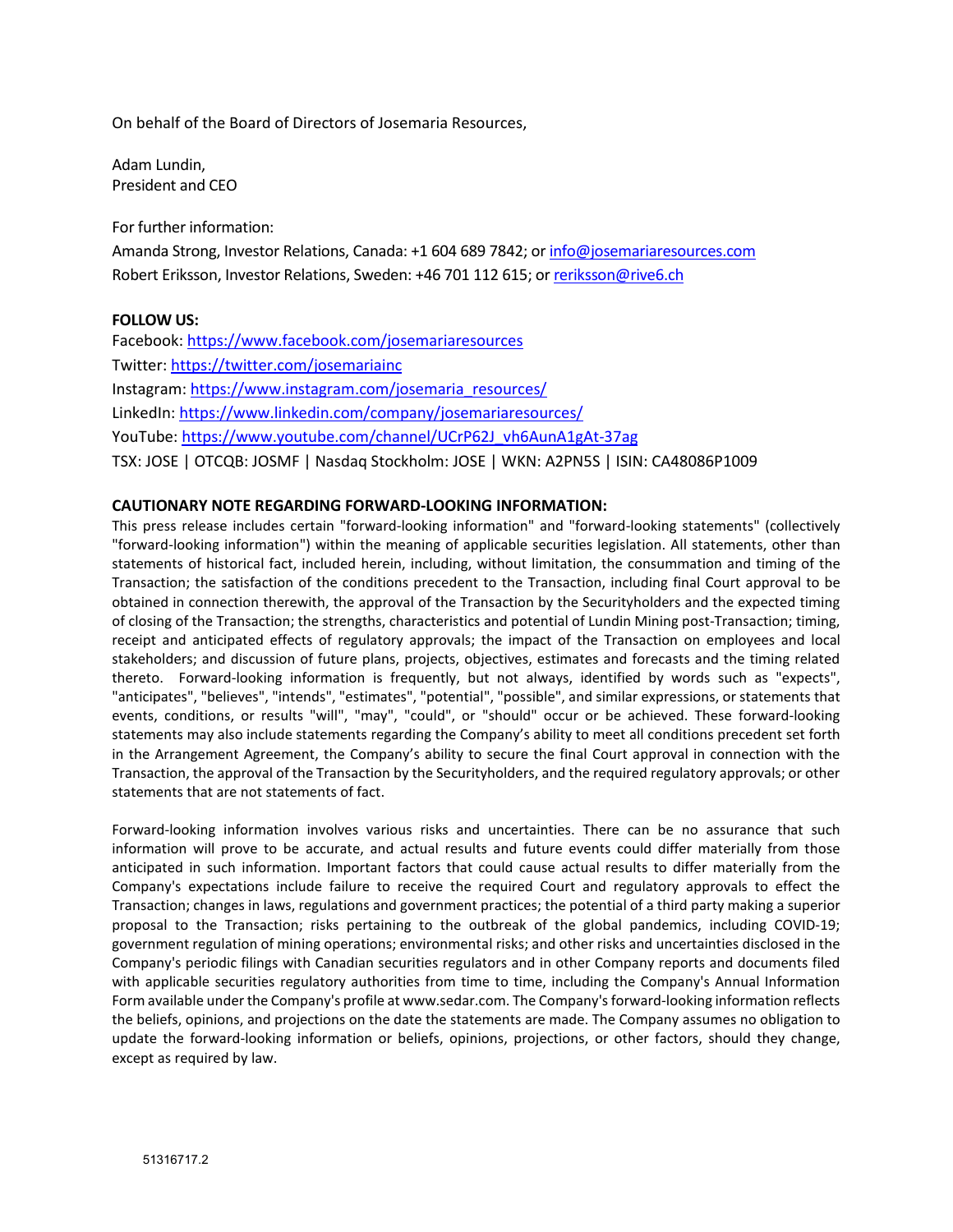On behalf of the Board of Directors of Josemaria Resources,

Adam Lundin,
President and CEO

For further information:
Amanda Strong, Investor Relations, Canada: +1 604 689 7842; or info@josemariaresources.com
Robert Eriksson, Investor Relations, Sweden: +46 701 112 615; or reriksson@rive6.ch

**FOLLOW US:**
Facebook: https://www.facebook.com/josemariaresources
Twitter: https://twitter.com/josemariainc
Instagram: https://www.instagram.com/josemaria_resources/
LinkedIn: https://www.linkedin.com/company/josemariaresources/
YouTube: https://www.youtube.com/channel/UCrP62J_vh6AunA1gAt-37ag
TSX: JOSE | OTCQB: JOSMF | Nasdaq Stockholm: JOSE | WKN: A2PN5S | ISIN: CA48086P1009

**CAUTIONARY NOTE REGARDING FORWARD-LOOKING INFORMATION:**

This press release includes certain "forward-looking information" and "forward-looking statements" (collectively "forward-looking information") within the meaning of applicable securities legislation. All statements, other than statements of historical fact, included herein, including, without limitation, the consummation and timing of the Transaction; the satisfaction of the conditions precedent to the Transaction, including final Court approval to be obtained in connection therewith, the approval of the Transaction by the Securityholders and the expected timing of closing of the Transaction; the strengths, characteristics and potential of Lundin Mining post-Transaction; timing, receipt and anticipated effects of regulatory approvals; the impact of the Transaction on employees and local stakeholders; and discussion of future plans, projects, objectives, estimates and forecasts and the timing related thereto. Forward-looking information is frequently, but not always, identified by words such as "expects", "anticipates", "believes", "intends", "estimates", "potential", "possible", and similar expressions, or statements that events, conditions, or results "will", "may", "could", or "should" occur or be achieved. These forward-looking statements may also include statements regarding the Company's ability to meet all conditions precedent set forth in the Arrangement Agreement, the Company's ability to secure the final Court approval in connection with the Transaction, the approval of the Transaction by the Securityholders, and the required regulatory approvals; or other statements that are not statements of fact.

Forward-looking information involves various risks and uncertainties. There can be no assurance that such information will prove to be accurate, and actual results and future events could differ materially from those anticipated in such information. Important factors that could cause actual results to differ materially from the Company's expectations include failure to receive the required Court and regulatory approvals to effect the Transaction; changes in laws, regulations and government practices; the potential of a third party making a superior proposal to the Transaction; risks pertaining to the outbreak of the global pandemics, including COVID-19; government regulation of mining operations; environmental risks; and other risks and uncertainties disclosed in the Company's periodic filings with Canadian securities regulators and in other Company reports and documents filed with applicable securities regulatory authorities from time to time, including the Company's Annual Information Form available under the Company's profile at www.sedar.com. The Company's forward-looking information reflects the beliefs, opinions, and projections on the date the statements are made. The Company assumes no obligation to update the forward-looking information or beliefs, opinions, projections, or other factors, should they change, except as required by law.

51316717.2